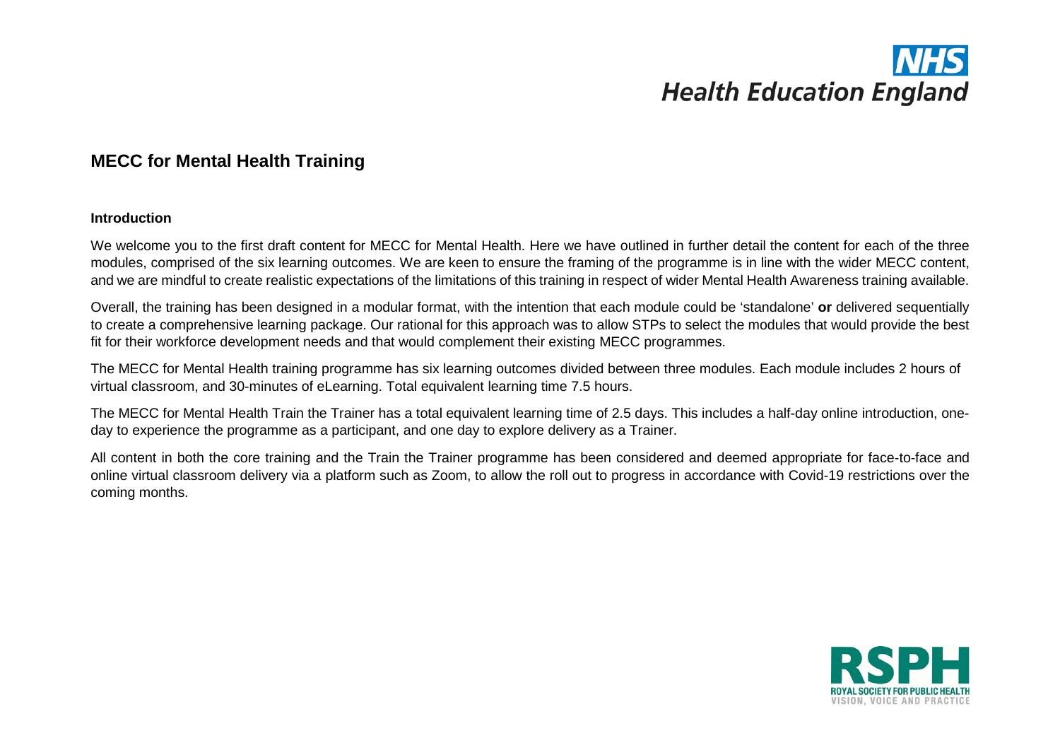# MECC for Mental Health Training

## Introduction

We welcome you to the first draft content for MECC for Mental Health. Here we have outlined in further detail the content for each of the three modules, comprised of the six learning outcomes. We are keen to ensure the framing of the programme is in line with the wider MECC content, and we are mindful to create realistic expectations of the limitations of this training in respect of wider Mental Health Awareness training available.

Overall, the training has been designed in a modular format, with the intention that each module could be 'standalone' **or** delivered sequentially to create a comprehensive learning package. Our rational for this approach was to allow STPs to select the modules that would provide the best fit for their workforce development needs and that would complement their existing MECC programmes.

The MECC for Mental Health training programme has six learning outcomes divided between three modules. Each module includes 2 hours of virtual classroom, and 30-minutes of eLearning. Total equivalent learning time 7.5 hours.

The MECC for Mental Health Train the Trainer has a total equivalent learning time of 2.5 days. This includes a half-day online introduction, one-day to experience the programme as a participant, and one day to explore delivery as a Trainer.

All content in both the core training and the Train the Trainer programme has been considered and deemed appropriate for face-to-face and online virtual classroom delivery via a platform such as Zoom, to allow the roll out to progress in accordance with Covid-19 restrictions over the coming months.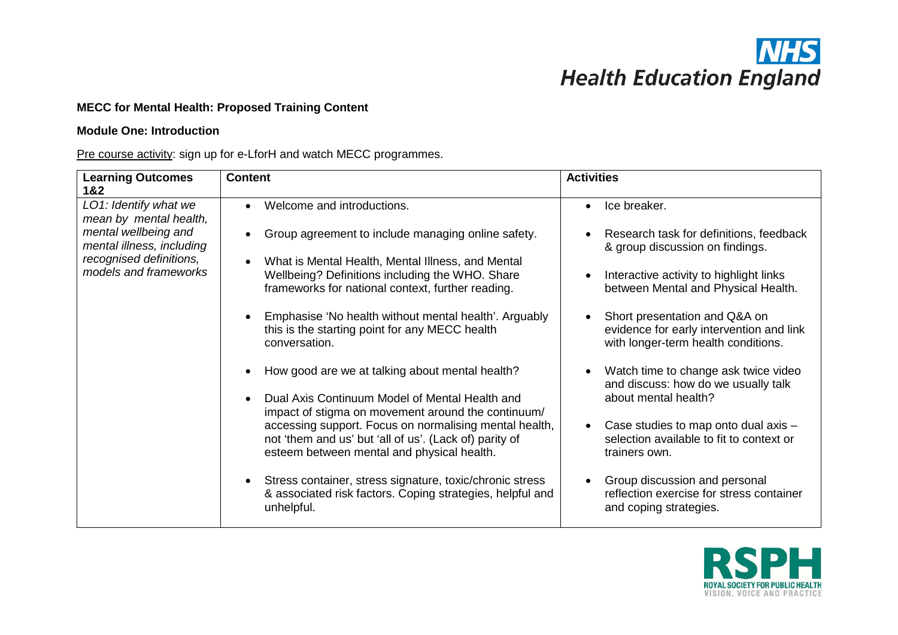**MECC for Mental Health: Proposed Training Content**

**Module One: Introduction**

Pre course activity: sign up for e-LforH and watch MECC programmes.

| Learning Outcomes 1&2 | Content | Activities |
|---|---|---|
| *LO1: Identify what we mean by mental health, mental wellbeing and mental illness, including recognised definitions, models and frameworks* | • Welcome and introductions.<br><br>• Group agreement to include managing online safety.<br><br>• What is Mental Health, Mental Illness, and Mental Wellbeing? Definitions including the WHO. Share frameworks for national context, further reading.<br><br>• Emphasise 'No health without mental health'. Arguably this is the starting point for any MECC health conversation.<br><br>• How good are we at talking about mental health?<br><br>• Dual Axis Continuum Model of Mental Health and impact of stigma on movement around the continuum/ accessing support. Focus on normalising mental health, not 'them and us' but 'all of us'. (Lack of) parity of esteem between mental and physical health.<br><br>• Stress container, stress signature, toxic/chronic stress & associated risk factors. Coping strategies, helpful and unhelpful. | • Ice breaker.<br><br>• Research task for definitions, feedback & group discussion on findings.<br><br>• Interactive activity to highlight links between Mental and Physical Health.<br><br>• Short presentation and Q&A on evidence for early intervention and link with longer-term health conditions.<br><br>• Watch time to change ask twice video and discuss: how do we usually talk about mental health?<br><br>• Case studies to map onto dual axis – selection available to fit to context or trainers own.<br><br>• Group discussion and personal reflection exercise for stress container and coping strategies. |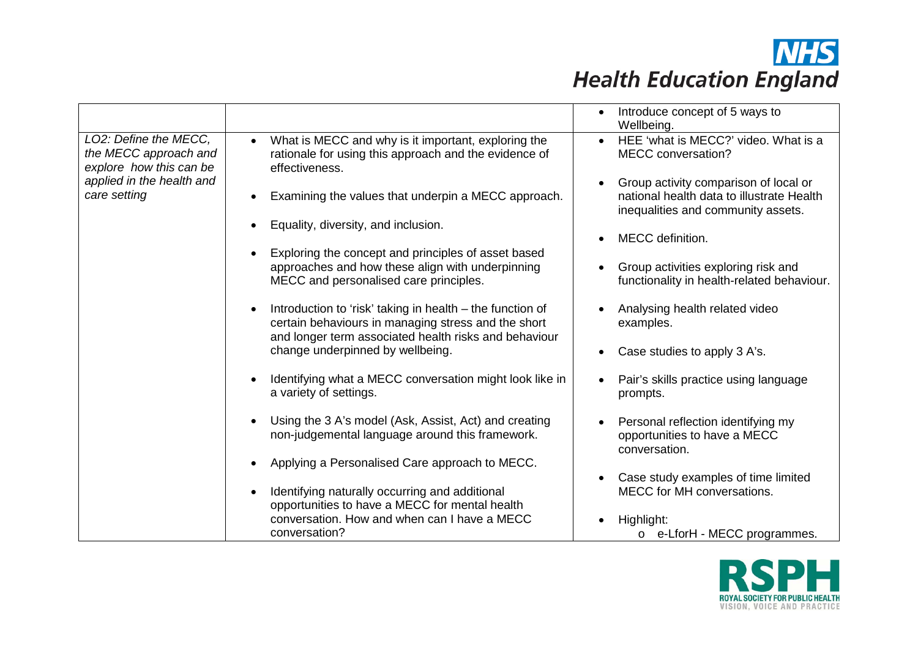| | | |
|---|---|---|
| | | • Introduce concept of 5 ways to Wellbeing. |
| *LO2: Define the MECC, the MECC approach and explore how this can be applied in the health and care setting* | • What is MECC and why is it important, exploring the rationale for using this approach and the evidence of effectiveness.<br><br>• Examining the values that underpin a MECC approach.<br><br>• Equality, diversity, and inclusion.<br><br>• Exploring the concept and principles of asset based approaches and how these align with underpinning MECC and personalised care principles.<br><br>• Introduction to 'risk' taking in health – the function of certain behaviours in managing stress and the short and longer term associated health risks and behaviour change underpinned by wellbeing.<br><br>• Identifying what a MECC conversation might look like in a variety of settings.<br><br>• Using the 3 A's model (Ask, Assist, Act) and creating non-judgemental language around this framework.<br><br>• Applying a Personalised Care approach to MECC.<br><br>• Identifying naturally occurring and additional opportunities to have a MECC for mental health conversation. How and when can I have a MECC conversation? | • HEE 'what is MECC?' video. What is a MECC conversation?<br><br>• Group activity comparison of local or national health data to illustrate Health inequalities and community assets.<br><br>• MECC definition.<br><br>• Group activities exploring risk and functionality in health-related behaviour.<br><br>• Analysing health related video examples.<br><br>• Case studies to apply 3 A's.<br><br>• Pair's skills practice using language prompts.<br><br>• Personal reflection identifying my opportunities to have a MECC conversation.<br><br>• Case study examples of time limited MECC for MH conversations.<br><br>• Highlight:<br>&nbsp;&nbsp;&nbsp;&nbsp;o e-LforH - MECC programmes. |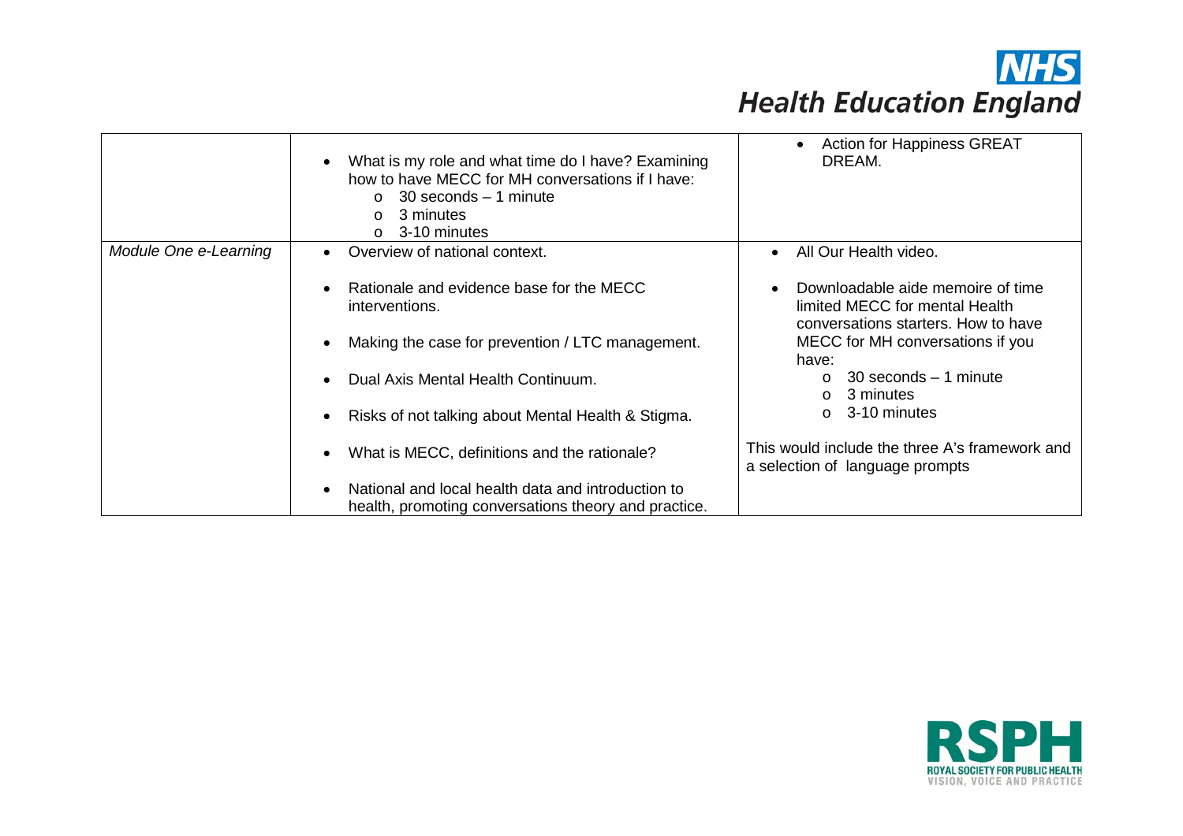| | | |
|---|---|---|
| | • What is my role and what time do I have? Examining how to have MECC for MH conversations if I have:<br>  o 30 seconds – 1 minute<br>  o 3 minutes<br>  o 3-10 minutes | • Action for Happiness GREAT DREAM. |
| *Module One e-Learning* | • Overview of national context.<br><br>• Rationale and evidence base for the MECC interventions.<br><br>• Making the case for prevention / LTC management.<br><br>• Dual Axis Mental Health Continuum.<br><br>• Risks of not talking about Mental Health & Stigma.<br><br>• What is MECC, definitions and the rationale?<br><br>• National and local health data and introduction to health, promoting conversations theory and practice. | • All Our Health video.<br><br>• Downloadable aide memoire of time limited MECC for mental Health conversations starters. How to have MECC for MH conversations if you have:<br>  o 30 seconds – 1 minute<br>  o 3 minutes<br>  o 3-10 minutes<br><br>This would include the three A's framework and a selection of language prompts |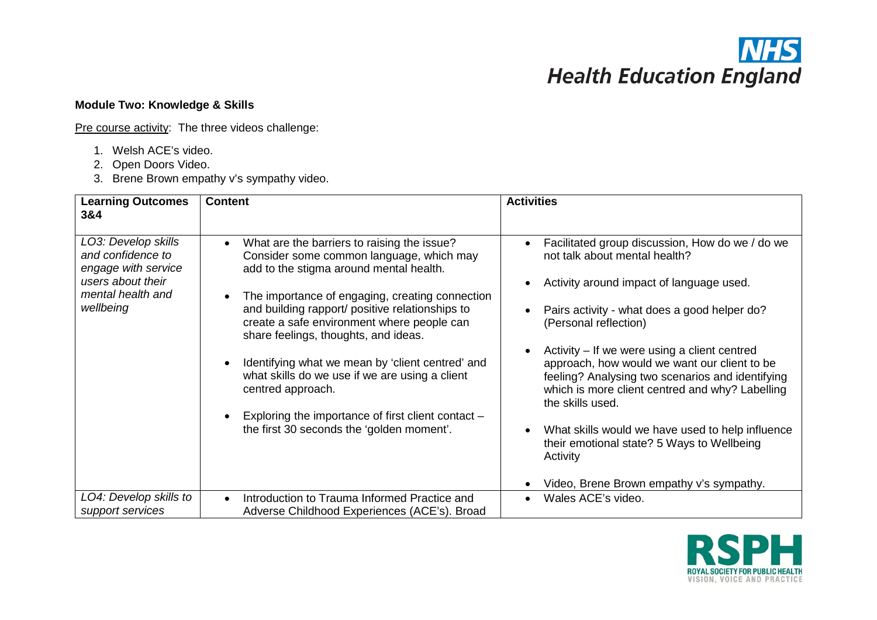**Module Two: Knowledge & Skills**

Pre course activity: The three videos challenge:

1. Welsh ACE's video.
2. Open Doors Video.
3. Brene Brown empathy v's sympathy video.

| **Learning Outcomes 3&4** | **Content** | **Activities** |
|---|---|---|
| *LO3: Develop skills and confidence to engage with service users about their mental health and wellbeing* | • What are the barriers to raising the issue? Consider some common language, which may add to the stigma around mental health.<br><br>• The importance of engaging, creating connection and building rapport/ positive relationships to create a safe environment where people can share feelings, thoughts, and ideas.<br><br>• Identifying what we mean by 'client centred' and what skills do we use if we are using a client centred approach.<br><br>• Exploring the importance of first client contact – the first 30 seconds the 'golden moment'. | • Facilitated group discussion, How do we / do we not talk about mental health?<br><br>• Activity around impact of language used.<br><br>• Pairs activity - what does a good helper do? (Personal reflection)<br><br>• Activity – If we were using a client centred approach, how would we want our client to be feeling? Analysing two scenarios and identifying which is more client centred and why? Labelling the skills used.<br><br>• What skills would we have used to help influence their emotional state? 5 Ways to Wellbeing Activity<br><br>• Video, Brene Brown empathy v's sympathy. |
| *LO4: Develop skills to support services* | • Introduction to Trauma Informed Practice and Adverse Childhood Experiences (ACE's). Broad | • Wales ACE's video. |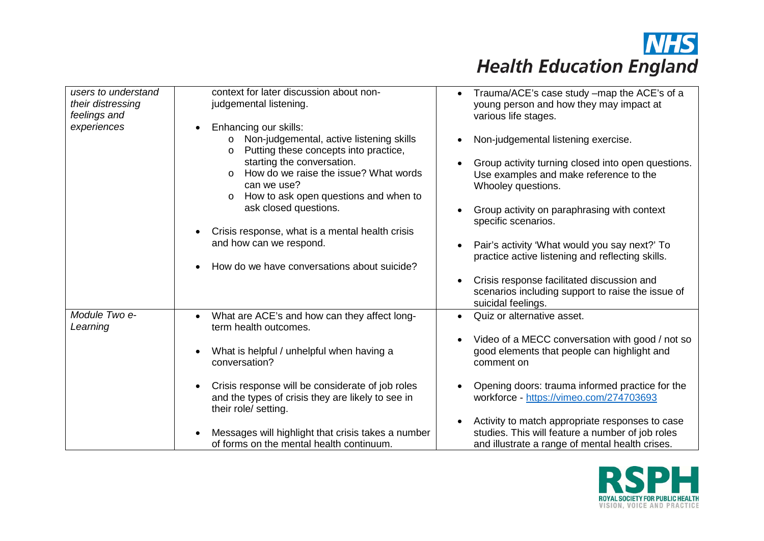| | | |
|---|---|---|
| *users to understand their distressing feelings and experiences* | context for later discussion about non-judgemental listening.<br><br>• Enhancing our skills:<br>&nbsp;&nbsp;o Non-judgemental, active listening skills<br>&nbsp;&nbsp;o Putting these concepts into practice, starting the conversation.<br>&nbsp;&nbsp;o How do we raise the issue? What words can we use?<br>&nbsp;&nbsp;o How to ask open questions and when to ask closed questions.<br><br>• Crisis response, what is a mental health crisis and how can we respond.<br><br>• How do we have conversations about suicide? | • Trauma/ACE's case study –map the ACE's of a young person and how they may impact at various life stages.<br><br>• Non-judgemental listening exercise.<br><br>• Group activity turning closed into open questions. Use examples and make reference to the Whooley questions.<br><br>• Group activity on paraphrasing with context specific scenarios.<br><br>• Pair's activity 'What would you say next?' To practice active listening and reflecting skills.<br><br>• Crisis response facilitated discussion and scenarios including support to raise the issue of suicidal feelings. |
| *Module Two e-Learning* | • What are ACE's and how can they affect long-term health outcomes.<br><br>• What is helpful / unhelpful when having a conversation?<br><br>• Crisis response will be considerate of job roles and the types of crisis they are likely to see in their role/ setting.<br><br>• Messages will highlight that crisis takes a number of forms on the mental health continuum. | • Quiz or alternative asset.<br><br>• Video of a MECC conversation with good / not so good elements that people can highlight and comment on<br><br>• Opening doors: trauma informed practice for the workforce - https://vimeo.com/274703693<br><br>• Activity to match appropriate responses to case studies. This will feature a number of job roles and illustrate a range of mental health crises. |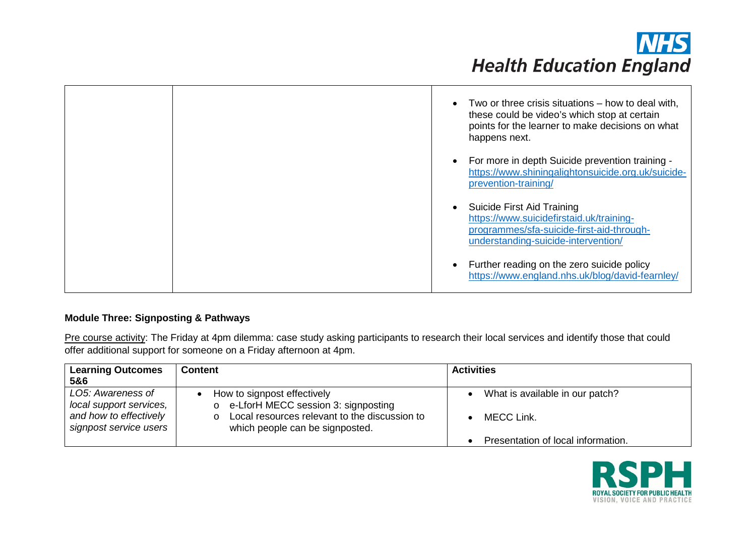| | | |
|---|---|---|
| | | • Two or three crisis situations – how to deal with, these could be video's which stop at certain points for the learner to make decisions on what happens next.<br><br>• For more in depth Suicide prevention training - https://www.shiningalightonsuicide.org.uk/suicide-prevention-training/<br><br>• Suicide First Aid Training https://www.suicidefirstaid.uk/training-programmes/sfa-suicide-first-aid-through-understanding-suicide-intervention/<br><br>• Further reading on the zero suicide policy https://www.england.nhs.uk/blog/david-fearnley/ |

**Module Three: Signposting & Pathways**

Pre course activity: The Friday at 4pm dilemma: case study asking participants to research their local services and identify those that could offer additional support for someone on a Friday afternoon at 4pm.

| Learning Outcomes 5&6 | Content | Activities |
|---|---|---|
| *LO5: Awareness of local support services, and how to effectively signpost service users* | • How to signpost effectively<br>&nbsp;&nbsp;o e-LforH MECC session 3: signposting<br>&nbsp;&nbsp;o Local resources relevant to the discussion to which people can be signposted. | • What is available in our patch?<br><br>• MECC Link.<br><br>• Presentation of local information. |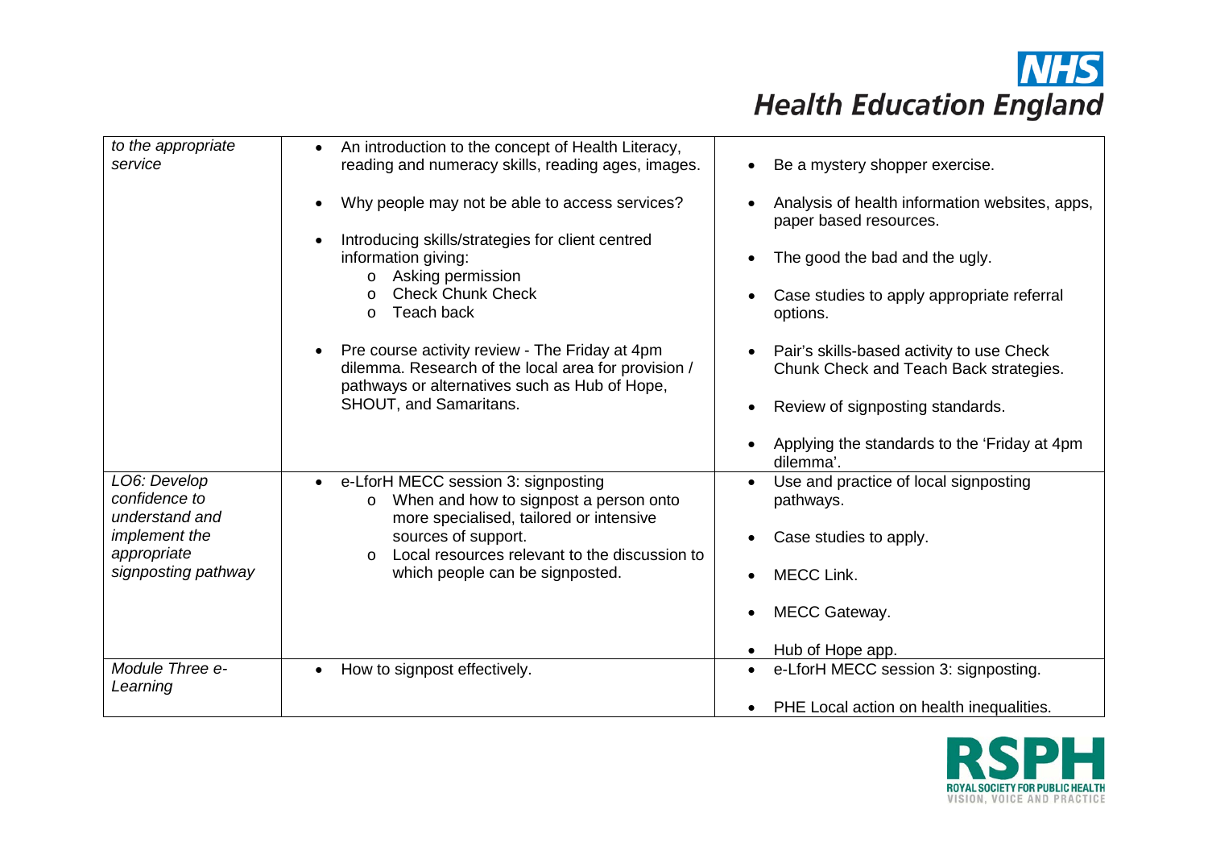| | | |
|---|---|---|
| *to the appropriate service* | • An introduction to the concept of Health Literacy, reading and numeracy skills, reading ages, images.<br><br>• Why people may not be able to access services?<br><br>• Introducing skills/strategies for client centred information giving:<br>  o Asking permission<br>  o Check Chunk Check<br>  o Teach back<br><br>• Pre course activity review - The Friday at 4pm dilemma. Research of the local area for provision / pathways or alternatives such as Hub of Hope, SHOUT, and Samaritans. | • Be a mystery shopper exercise.<br><br>• Analysis of health information websites, apps, paper based resources.<br><br>• The good the bad and the ugly.<br><br>• Case studies to apply appropriate referral options.<br><br>• Pair's skills-based activity to use Check Chunk Check and Teach Back strategies.<br><br>• Review of signposting standards.<br><br>• Applying the standards to the 'Friday at 4pm dilemma'. |
| *LO6: Develop confidence to understand and implement the appropriate signposting pathway* | • e-LforH MECC session 3: signposting<br>  o When and how to signpost a person onto more specialised, tailored or intensive sources of support.<br>  o Local resources relevant to the discussion to which people can be signposted. | • Use and practice of local signposting pathways.<br><br>• Case studies to apply.<br><br>• MECC Link.<br><br>• MECC Gateway.<br><br>• Hub of Hope app. |
| *Module Three e-Learning* | • How to signpost effectively. | • e-LforH MECC session 3: signposting.<br><br>• PHE Local action on health inequalities. |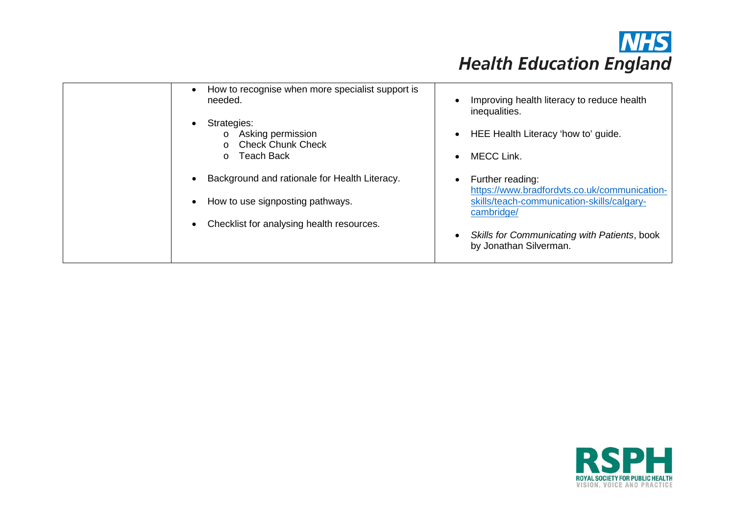| | | |
|---|---|---|
| | • How to recognise when more specialist support is needed.<br><br>• Strategies:<br>  o Asking permission<br>  o Check Chunk Check<br>  o Teach Back<br><br>• Background and rationale for Health Literacy.<br><br>• How to use signposting pathways.<br><br>• Checklist for analysing health resources. | • Improving health literacy to reduce health inequalities.<br><br>• HEE Health Literacy 'how to' guide.<br><br>• MECC Link.<br><br>• Further reading: https://www.bradfordvts.co.uk/communication-skills/teach-communication-skills/calgary-cambridge/<br><br>• *Skills for Communicating with Patients*, book by Jonathan Silverman. |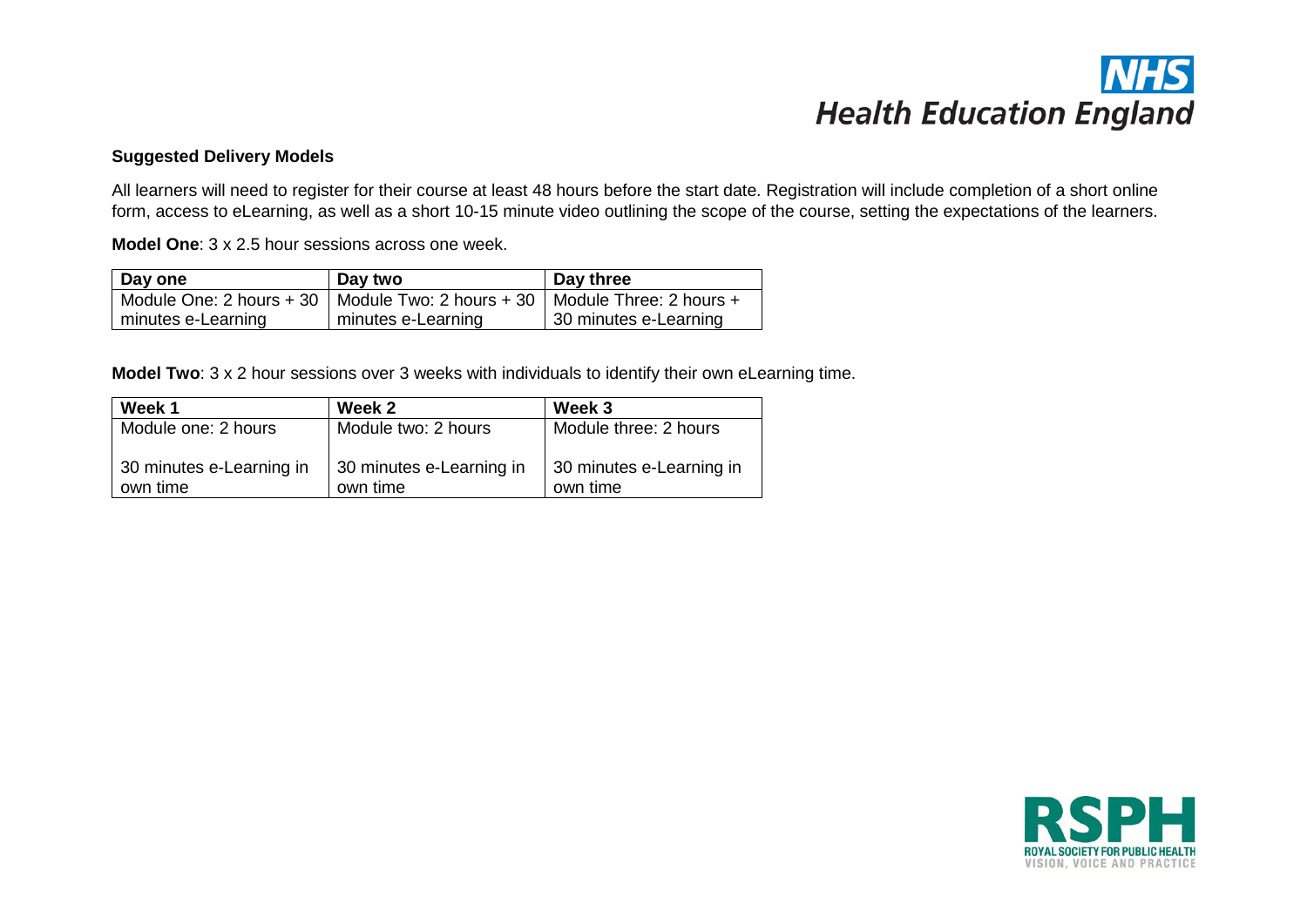**Suggested Delivery Models**

All learners will need to register for their course at least 48 hours before the start date. Registration will include completion of a short online form, access to eLearning, as well as a short 10-15 minute video outlining the scope of the course, setting the expectations of the learners.

**Model One**: 3 x 2.5 hour sessions across one week.

| Day one | Day two | Day three |
|---|---|---|
| Module One: 2 hours + 30 minutes e-Learning | Module Two: 2 hours + 30 minutes e-Learning | Module Three: 2 hours + 30 minutes e-Learning |

**Model Two**: 3 x 2 hour sessions over 3 weeks with individuals to identify their own eLearning time.

| Week 1 | Week 2 | Week 3 |
|---|---|---|
| Module one: 2 hours<br><br>30 minutes e-Learning in own time | Module two: 2 hours<br><br>30 minutes e-Learning in own time | Module three: 2 hours<br><br>30 minutes e-Learning in own time |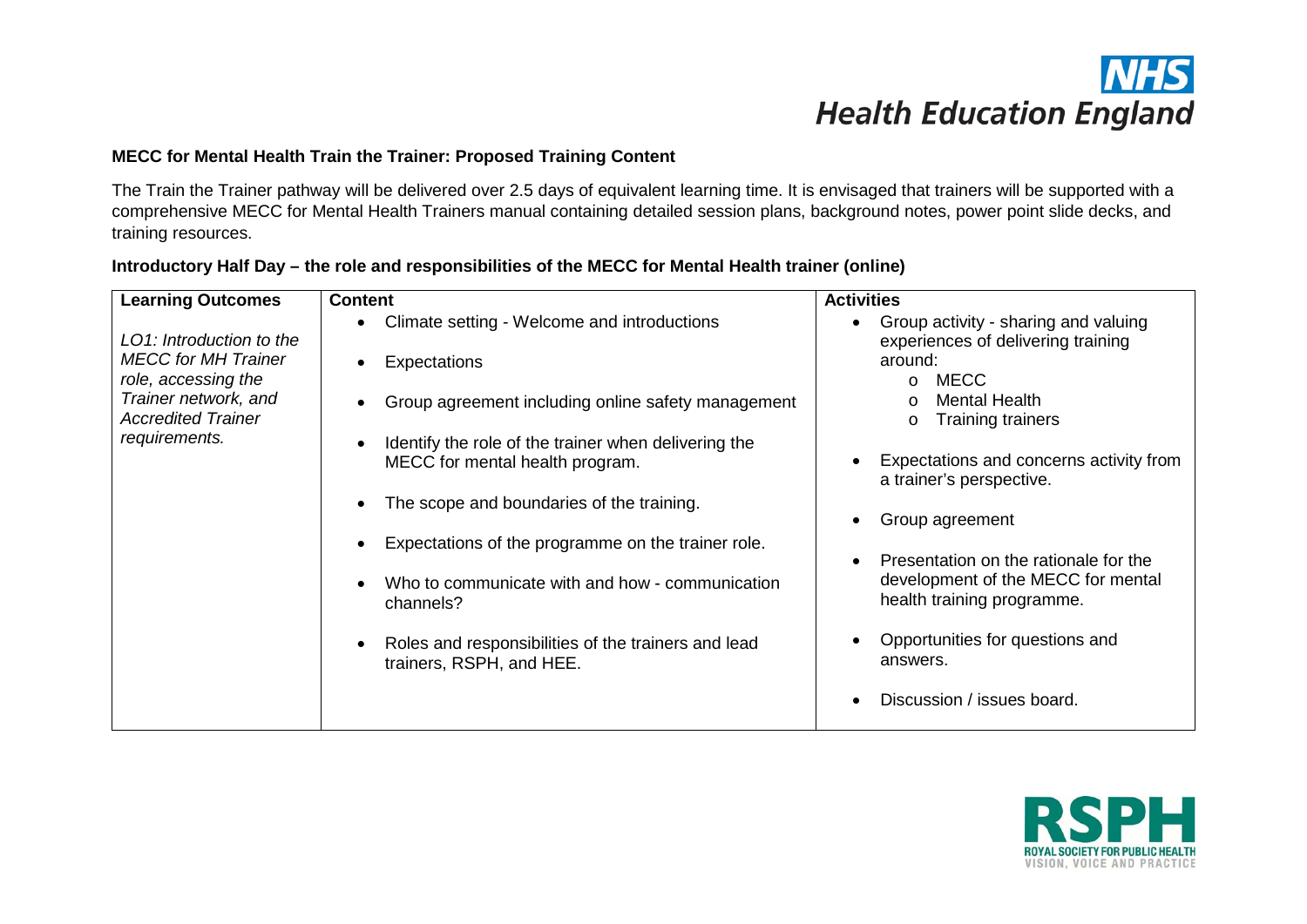**MECC for Mental Health Train the Trainer: Proposed Training Content**

The Train the Trainer pathway will be delivered over 2.5 days of equivalent learning time. It is envisaged that trainers will be supported with a comprehensive MECC for Mental Health Trainers manual containing detailed session plans, background notes, power point slide decks, and training resources.

**Introductory Half Day – the role and responsibilities of the MECC for Mental Health trainer (online)**

| Learning Outcomes | Content | Activities |
|---|---|---|
| *LO1: Introduction to the MECC for MH Trainer role, accessing the Trainer network, and Accredited Trainer requirements.* | • Climate setting - Welcome and introductions<br>• Expectations<br>• Group agreement including online safety management<br>• Identify the role of the trainer when delivering the MECC for mental health program.<br>• The scope and boundaries of the training.<br>• Expectations of the programme on the trainer role.<br>• Who to communicate with and how - communication channels?<br>• Roles and responsibilities of the trainers and lead trainers, RSPH, and HEE. | • Group activity - sharing and valuing experiences of delivering training around:<br>&nbsp;&nbsp;o MECC<br>&nbsp;&nbsp;o Mental Health<br>&nbsp;&nbsp;o Training trainers<br>• Expectations and concerns activity from a trainer's perspective.<br>• Group agreement<br>• Presentation on the rationale for the development of the MECC for mental health training programme.<br>• Opportunities for questions and answers.<br>• Discussion / issues board. |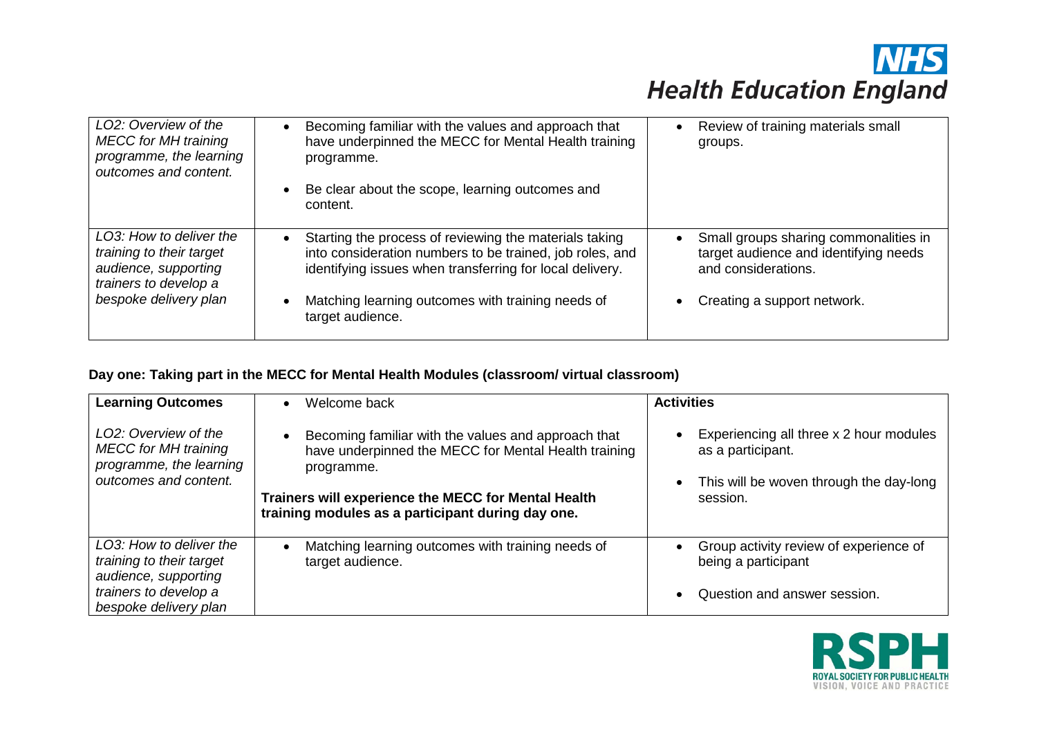| | | |
|---|---|---|
| *LO2: Overview of the MECC for MH training programme, the learning outcomes and content.* | • Becoming familiar with the values and approach that have underpinned the MECC for Mental Health training programme.<br><br>• Be clear about the scope, learning outcomes and content. | • Review of training materials small groups. |
| *LO3: How to deliver the training to their target audience, supporting trainers to develop a bespoke delivery plan* | • Starting the process of reviewing the materials taking into consideration numbers to be trained, job roles, and identifying issues when transferring for local delivery.<br><br>• Matching learning outcomes with training needs of target audience. | • Small groups sharing commonalities in target audience and identifying needs and considerations.<br><br>• Creating a support network. |

**Day one: Taking part in the MECC for Mental Health Modules (classroom/ virtual classroom)**

| **Learning Outcomes** | • Welcome back | **Activities** |
|---|---|---|
| *LO2: Overview of the MECC for MH training programme, the learning outcomes and content.* | • Becoming familiar with the values and approach that have underpinned the MECC for Mental Health training programme.<br><br>**Trainers will experience the MECC for Mental Health training modules as a participant during day one.** | • Experiencing all three x 2 hour modules as a participant.<br><br>• This will be woven through the day-long session. |
| *LO3: How to deliver the training to their target audience, supporting trainers to develop a bespoke delivery plan* | • Matching learning outcomes with training needs of target audience. | • Group activity review of experience of being a participant<br><br>• Question and answer session. |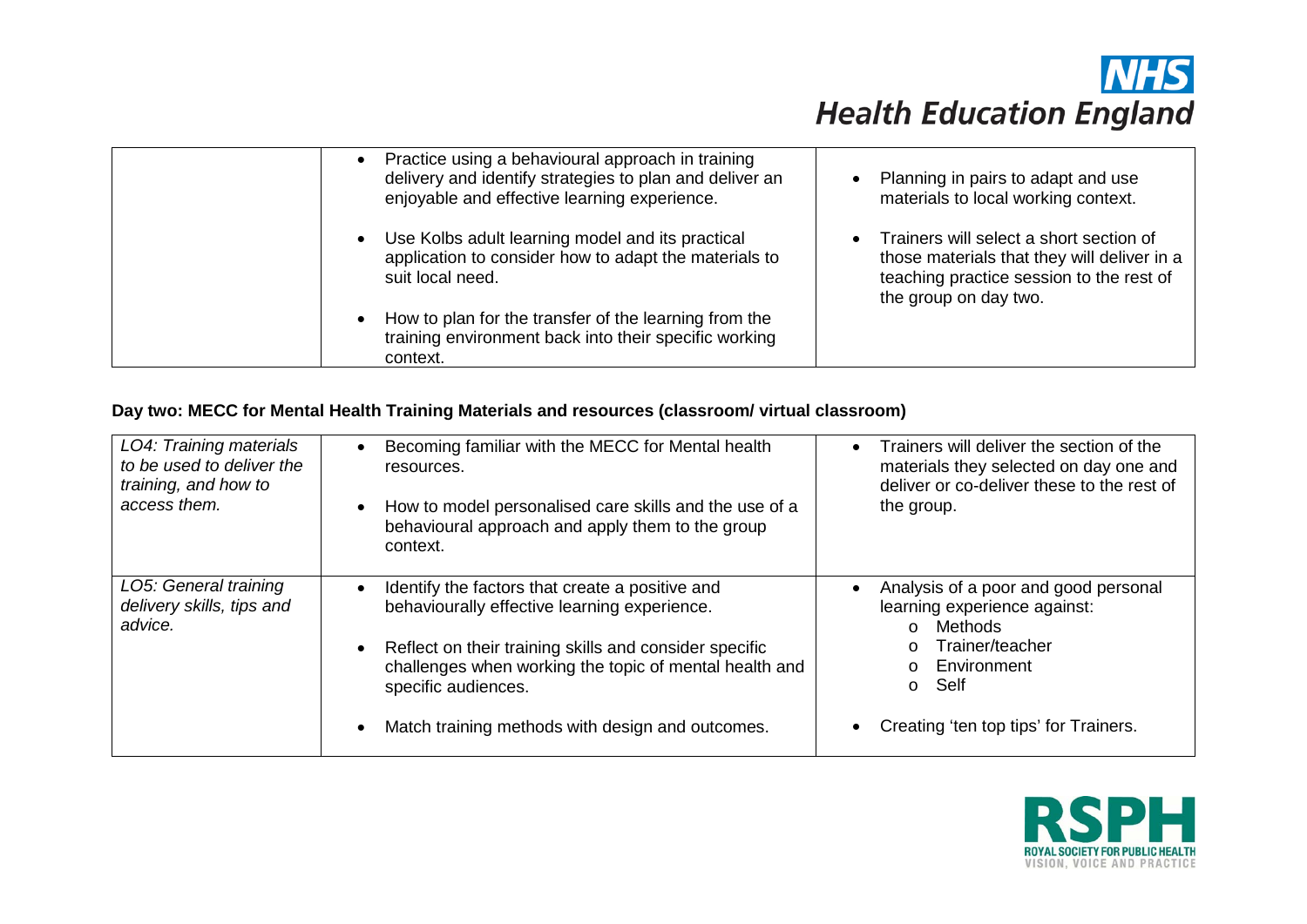| | | |
|---|---|---|
| | • Practice using a behavioural approach in training delivery and identify strategies to plan and deliver an enjoyable and effective learning experience.<br><br>• Use Kolbs adult learning model and its practical application to consider how to adapt the materials to suit local need.<br><br>• How to plan for the transfer of the learning from the training environment back into their specific working context. | • Planning in pairs to adapt and use materials to local working context.<br><br>• Trainers will select a short section of those materials that they will deliver in a teaching practice session to the rest of the group on day two. |

**Day two: MECC for Mental Health Training Materials and resources (classroom/ virtual classroom)**

| | | |
|---|---|---|
| *LO4: Training materials to be used to deliver the training, and how to access them.* | • Becoming familiar with the MECC for Mental health resources.<br><br>• How to model personalised care skills and the use of a behavioural approach and apply them to the group context. | • Trainers will deliver the section of the materials they selected on day one and deliver or co-deliver these to the rest of the group. |
| *LO5: General training delivery skills, tips and advice.* | • Identify the factors that create a positive and behaviourally effective learning experience.<br><br>• Reflect on their training skills and consider specific challenges when working the topic of mental health and specific audiences.<br><br>• Match training methods with design and outcomes. | • Analysis of a poor and good personal learning experience against:<br>o Methods<br>o Trainer/teacher<br>o Environment<br>o Self<br><br>• Creating 'ten top tips' for Trainers. |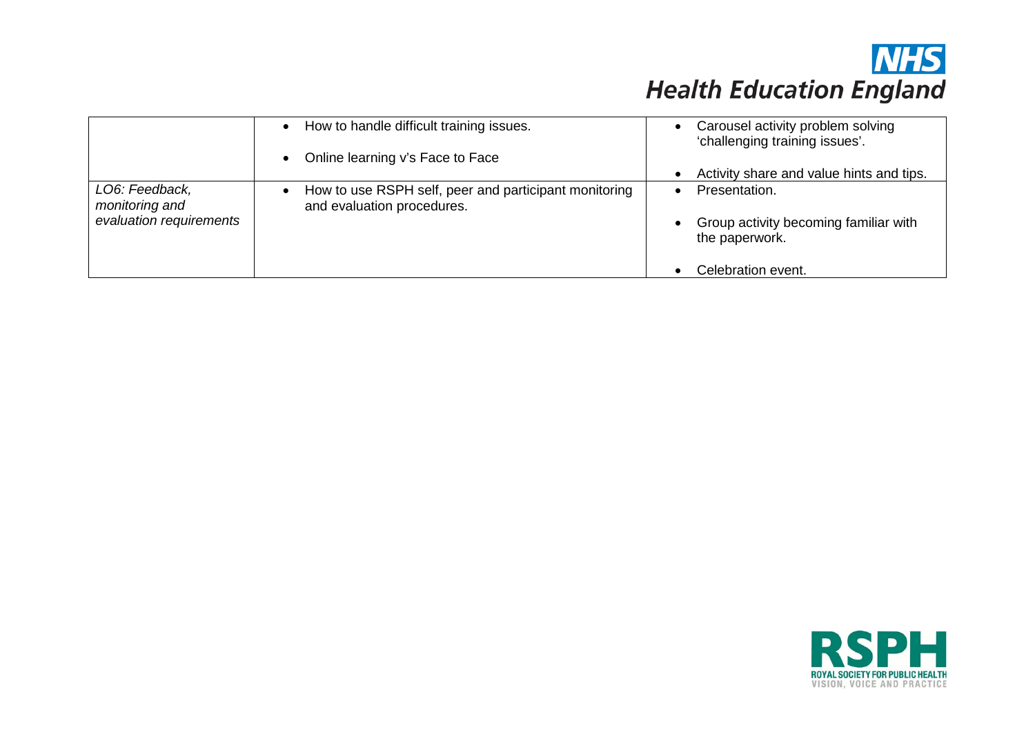| | | |
|---|---|---|
| | • How to handle difficult training issues.<br><br>• Online learning v's Face to Face | • Carousel activity problem solving 'challenging training issues'.<br><br>• Activity share and value hints and tips. |
| *LO6: Feedback, monitoring and evaluation requirements* | • How to use RSPH self, peer and participant monitoring and evaluation procedures. | • Presentation.<br><br>• Group activity becoming familiar with the paperwork.<br><br>• Celebration event. |